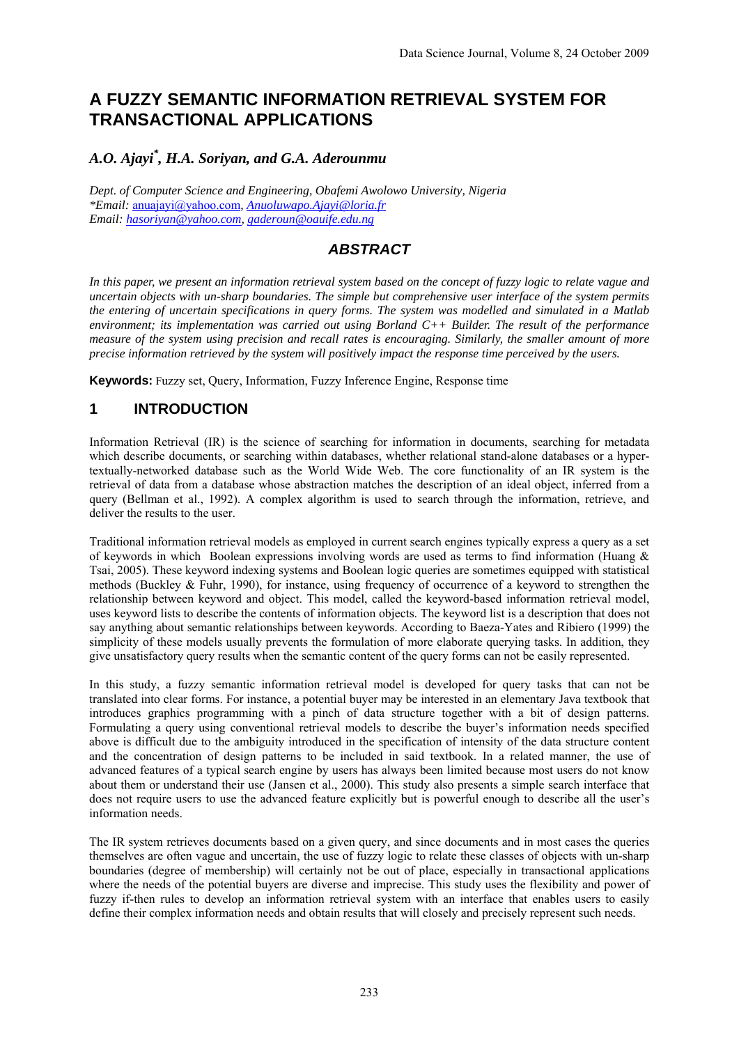# A FUZZY SEMANTIC INFORMATION RETRIEVAL SYSTEM FOR TRANSACTIONAL APPLICATIONS

***A.O. Ajayi*[*], H.A. Soriyan, and G.A. Aderounmu***

*Dept. of Computer Science and Engineering, Obafemi Awolowo University, Nigeria*
*\*Email:* anuajayi@yahoo.com, *Anuoluwapo.Ajayi@loria.fr*
*Email: hasoriyan@yahoo.com, gaderoun@oauife.edu.ng*

## ABSTRACT

*In this paper, we present an information retrieval system based on the concept of fuzzy logic to relate vague and uncertain objects with un-sharp boundaries. The simple but comprehensive user interface of the system permits the entering of uncertain specifications in query forms. The system was modelled and simulated in a Matlab environment; its implementation was carried out using Borland C++ Builder. The result of the performance measure of the system using precision and recall rates is encouraging. Similarly, the smaller amount of more precise information retrieved by the system will positively impact the response time perceived by the users.*

**Keywords:** Fuzzy set, Query, Information, Fuzzy Inference Engine, Response time

## 1 INTRODUCTION

Information Retrieval (IR) is the science of searching for information in documents, searching for metadata which describe documents, or searching within databases, whether relational stand-alone databases or a hyper-textually-networked database such as the World Wide Web. The core functionality of an IR system is the retrieval of data from a database whose abstraction matches the description of an ideal object, inferred from a query (Bellman et al., 1992). A complex algorithm is used to search through the information, retrieve, and deliver the results to the user.

Traditional information retrieval models as employed in current search engines typically express a query as a set of keywords in which Boolean expressions involving words are used as terms to find information (Huang & Tsai, 2005). These keyword indexing systems and Boolean logic queries are sometimes equipped with statistical methods (Buckley & Fuhr, 1990), for instance, using frequency of occurrence of a keyword to strengthen the relationship between keyword and object. This model, called the keyword-based information retrieval model, uses keyword lists to describe the contents of information objects. The keyword list is a description that does not say anything about semantic relationships between keywords. According to Baeza-Yates and Ribiero (1999) the simplicity of these models usually prevents the formulation of more elaborate querying tasks. In addition, they give unsatisfactory query results when the semantic content of the query forms can not be easily represented.

In this study, a fuzzy semantic information retrieval model is developed for query tasks that can not be translated into clear forms. For instance, a potential buyer may be interested in an elementary Java textbook that introduces graphics programming with a pinch of data structure together with a bit of design patterns. Formulating a query using conventional retrieval models to describe the buyer's information needs specified above is difficult due to the ambiguity introduced in the specification of intensity of the data structure content and the concentration of design patterns to be included in said textbook. In a related manner, the use of advanced features of a typical search engine by users has always been limited because most users do not know about them or understand their use (Jansen et al., 2000). This study also presents a simple search interface that does not require users to use the advanced feature explicitly but is powerful enough to describe all the user's information needs.

The IR system retrieves documents based on a given query, and since documents and in most cases the queries themselves are often vague and uncertain, the use of fuzzy logic to relate these classes of objects with un-sharp boundaries (degree of membership) will certainly not be out of place, especially in transactional applications where the needs of the potential buyers are diverse and imprecise. This study uses the flexibility and power of fuzzy if-then rules to develop an information retrieval system with an interface that enables users to easily define their complex information needs and obtain results that will closely and precisely represent such needs.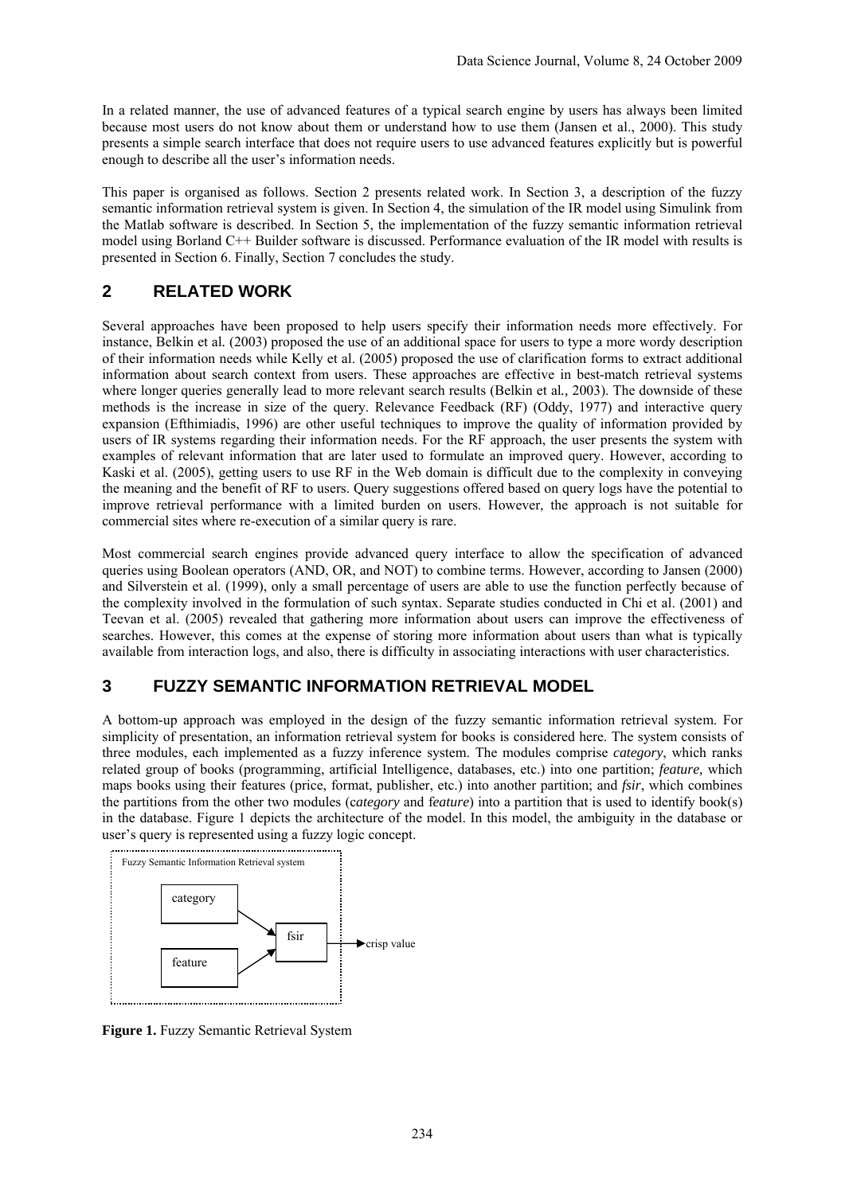In a related manner, the use of advanced features of a typical search engine by users has always been limited because most users do not know about them or understand how to use them (Jansen et al., 2000). This study presents a simple search interface that does not require users to use advanced features explicitly but is powerful enough to describe all the user's information needs.

This paper is organised as follows. Section 2 presents related work. In Section 3, a description of the fuzzy semantic information retrieval system is given. In Section 4, the simulation of the IR model using Simulink from the Matlab software is described. In Section 5, the implementation of the fuzzy semantic information retrieval model using Borland C++ Builder software is discussed. Performance evaluation of the IR model with results is presented in Section 6. Finally, Section 7 concludes the study.

## 2 RELATED WORK

Several approaches have been proposed to help users specify their information needs more effectively. For instance, Belkin et al. (2003) proposed the use of an additional space for users to type a more wordy description of their information needs while Kelly et al. (2005) proposed the use of clarification forms to extract additional information about search context from users. These approaches are effective in best-match retrieval systems where longer queries generally lead to more relevant search results (Belkin et al*.*, 2003). The downside of these methods is the increase in size of the query. Relevance Feedback (RF) (Oddy, 1977) and interactive query expansion (Efthimiadis, 1996) are other useful techniques to improve the quality of information provided by users of IR systems regarding their information needs. For the RF approach, the user presents the system with examples of relevant information that are later used to formulate an improved query. However, according to Kaski et al. (2005), getting users to use RF in the Web domain is difficult due to the complexity in conveying the meaning and the benefit of RF to users. Query suggestions offered based on query logs have the potential to improve retrieval performance with a limited burden on users. However, the approach is not suitable for commercial sites where re-execution of a similar query is rare.

Most commercial search engines provide advanced query interface to allow the specification of advanced queries using Boolean operators (AND, OR, and NOT) to combine terms. However, according to Jansen (2000) and Silverstein et al. (1999), only a small percentage of users are able to use the function perfectly because of the complexity involved in the formulation of such syntax. Separate studies conducted in Chi et al. (2001) and Teevan et al. (2005) revealed that gathering more information about users can improve the effectiveness of searches. However, this comes at the expense of storing more information about users than what is typically available from interaction logs, and also, there is difficulty in associating interactions with user characteristics.

## 3 FUZZY SEMANTIC INFORMATION RETRIEVAL MODEL

A bottom-up approach was employed in the design of the fuzzy semantic information retrieval system. For simplicity of presentation, an information retrieval system for books is considered here. The system consists of three modules, each implemented as a fuzzy inference system. The modules comprise *category*, which ranks related group of books (programming, artificial Intelligence, databases, etc.) into one partition; *feature,* which maps books using their features (price, format, publisher, etc.) into another partition; and *fsir*, which combines the partitions from the other two modules (c*ategory* and f*eature*) into a partition that is used to identify book(s) in the database. Figure 1 depicts the architecture of the model. In this model, the ambiguity in the database or user's query is represented using a fuzzy logic concept.

Fuzzy Semantic Information Retrieval system

category → fsir → crisp value

feature → fsir

**Figure 1.** Fuzzy Semantic Retrieval System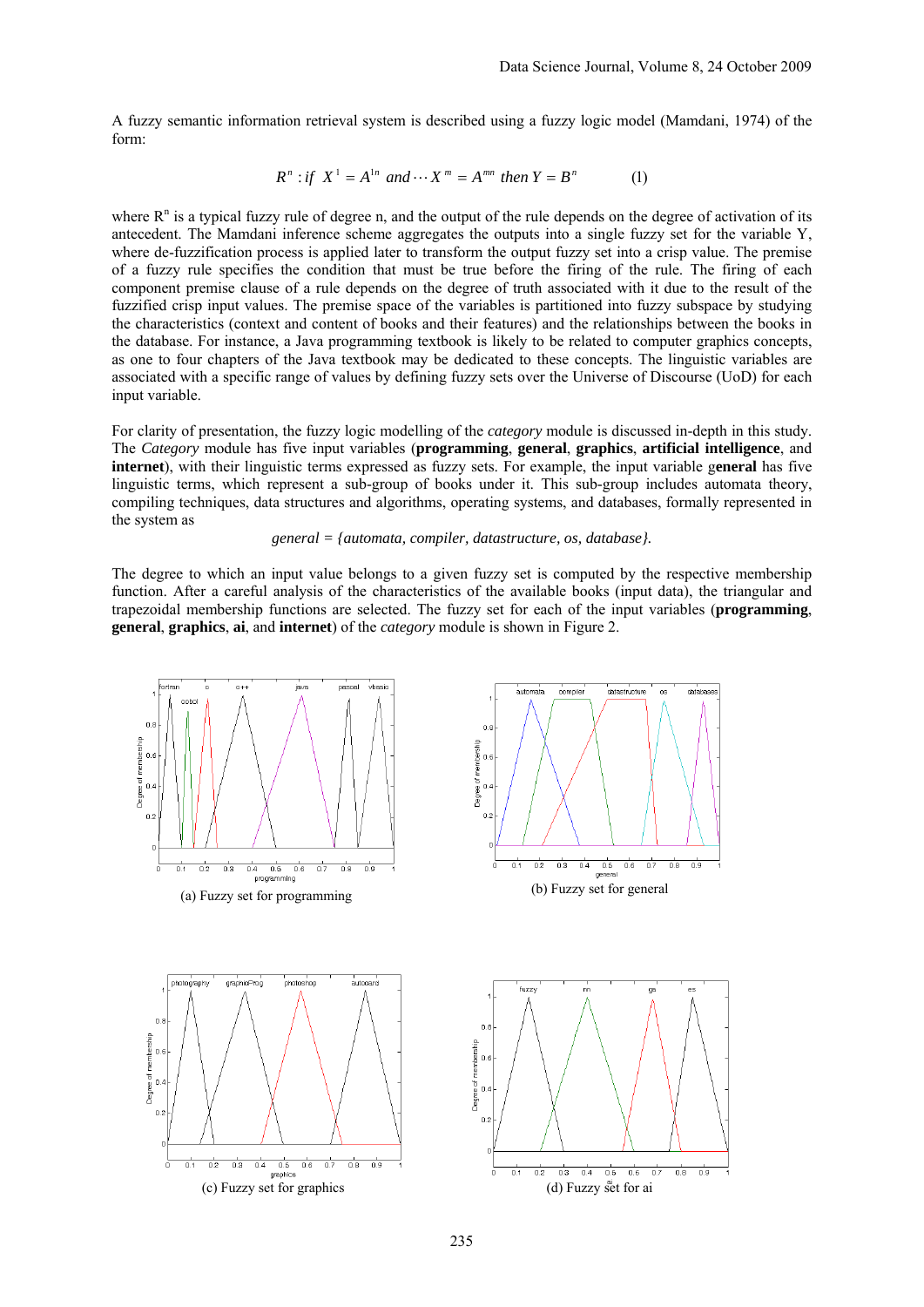A fuzzy semantic information retrieval system is described using a fuzzy logic model (Mamdani, 1974) of the form:

$$R^n : if \;\; X^1 = A^{1n} \;\; and \cdots X^m = A^{mn} \;\; then \; Y = B^n \qquad (1)$$

where $R^n$ is a typical fuzzy rule of degree n, and the output of the rule depends on the degree of activation of its antecedent. The Mamdani inference scheme aggregates the outputs into a single fuzzy set for the variable Y, where de-fuzzification process is applied later to transform the output fuzzy set into a crisp value. The premise of a fuzzy rule specifies the condition that must be true before the firing of the rule. The firing of each component premise clause of a rule depends on the degree of truth associated with it due to the result of the fuzzified crisp input values. The premise space of the variables is partitioned into fuzzy subspace by studying the characteristics (context and content of books and their features) and the relationships between the books in the database. For instance, a Java programming textbook is likely to be related to computer graphics concepts, as one to four chapters of the Java textbook may be dedicated to these concepts. The linguistic variables are associated with a specific range of values by defining fuzzy sets over the Universe of Discourse (UoD) for each input variable.

For clarity of presentation, the fuzzy logic modelling of the *category* module is discussed in-depth in this study. The *Category* module has five input variables (**programming**, **general**, **graphics**, **artificial intelligence**, and **internet**), with their linguistic terms expressed as fuzzy sets. For example, the input variable g**eneral** has five linguistic terms, which represent a sub-group of books under it. This sub-group includes automata theory, compiling techniques, data structures and algorithms, operating systems, and databases, formally represented in the system as

*general = {automata, compiler, datastructure, os, database}.*

The degree to which an input value belongs to a given fuzzy set is computed by the respective membership function. After a careful analysis of the characteristics of the available books (input data), the triangular and trapezoidal membership functions are selected. The fuzzy set for each of the input variables (**programming**, **general**, **graphics**, **ai**, and **internet**) of the *category* module is shown in Figure 2.

(a) Fuzzy set for programming

(b) Fuzzy set for general

(c) Fuzzy set for graphics

(d) Fuzzy set for ai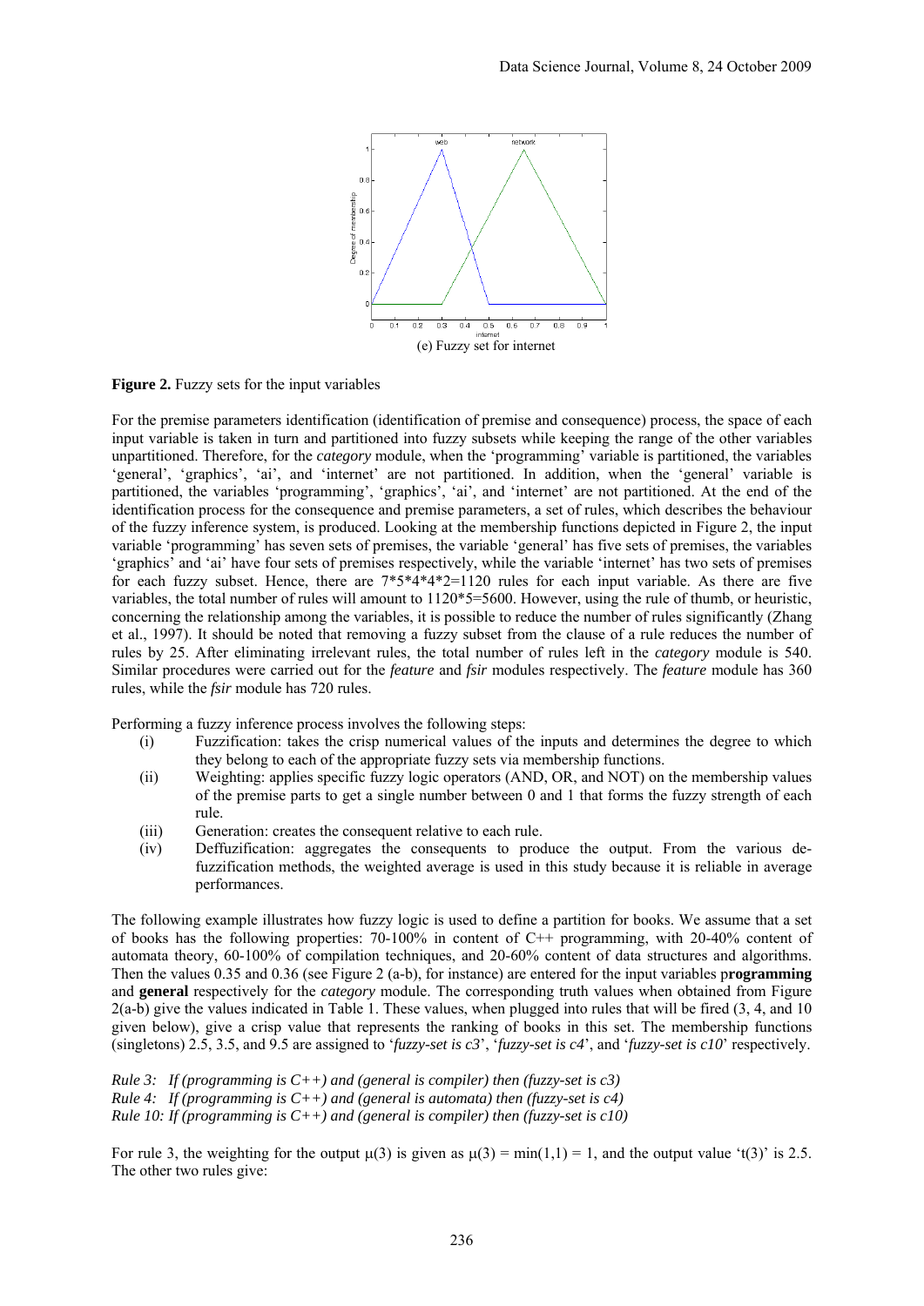(e) Fuzzy set for internet

**Figure 2.** Fuzzy sets for the input variables

For the premise parameters identification (identification of premise and consequence) process, the space of each input variable is taken in turn and partitioned into fuzzy subsets while keeping the range of the other variables unpartitioned. Therefore, for the *category* module, when the 'programming' variable is partitioned, the variables 'general', 'graphics', 'ai', and 'internet' are not partitioned. In addition, when the 'general' variable is partitioned, the variables 'programming', 'graphics', 'ai', and 'internet' are not partitioned. At the end of the identification process for the consequence and premise parameters, a set of rules, which describes the behaviour of the fuzzy inference system, is produced. Looking at the membership functions depicted in Figure 2, the input variable 'programming' has seven sets of premises, the variable 'general' has five sets of premises, the variables 'graphics' and 'ai' have four sets of premises respectively, while the variable 'internet' has two sets of premises for each fuzzy subset. Hence, there are 7*5*4*4*2=1120 rules for each input variable. As there are five variables, the total number of rules will amount to 1120*5=5600. However, using the rule of thumb, or heuristic, concerning the relationship among the variables, it is possible to reduce the number of rules significantly (Zhang et al., 1997). It should be noted that removing a fuzzy subset from the clause of a rule reduces the number of rules by 25. After eliminating irrelevant rules, the total number of rules left in the *category* module is 540. Similar procedures were carried out for the *feature* and *fsir* modules respectively. The *feature* module has 360 rules, while the *fsir* module has 720 rules.

Performing a fuzzy inference process involves the following steps:

(i) Fuzzification: takes the crisp numerical values of the inputs and determines the degree to which they belong to each of the appropriate fuzzy sets via membership functions.

(ii) Weighting: applies specific fuzzy logic operators (AND, OR, and NOT) on the membership values of the premise parts to get a single number between 0 and 1 that forms the fuzzy strength of each rule.

(iii) Generation: creates the consequent relative to each rule.

(iv) Deffuzification: aggregates the consequents to produce the output. From the various de-fuzzification methods, the weighted average is used in this study because it is reliable in average performances.

The following example illustrates how fuzzy logic is used to define a partition for books. We assume that a set of books has the following properties: 70-100% in content of C++ programming, with 20-40% content of automata theory, 60-100% of compilation techniques, and 20-60% content of data structures and algorithms. Then the values 0.35 and 0.36 (see Figure 2 (a-b), for instance) are entered for the input variables p**rogramming** and **general** respectively for the *category* module. The corresponding truth values when obtained from Figure 2(a-b) give the values indicated in Table 1. These values, when plugged into rules that will be fired (3, 4, and 10 given below), give a crisp value that represents the ranking of books in this set. The membership functions (singletons) 2.5, 3.5, and 9.5 are assigned to '*fuzzy-set is c3*', '*fuzzy-set is c4*', and '*fuzzy-set is c10*' respectively.

*Rule 3: If (programming is C++) and (general is compiler) then (fuzzy-set is c3)*
*Rule 4: If (programming is C++) and (general is automata) then (fuzzy-set is c4)*
*Rule 10: If (programming is C++) and (general is compiler) then (fuzzy-set is c10)*

For rule 3, the weighting for the output $\mu(3)$ is given as $\mu(3) = \min(1,1) = 1$, and the output value '$t(3)$' is 2.5. The other two rules give: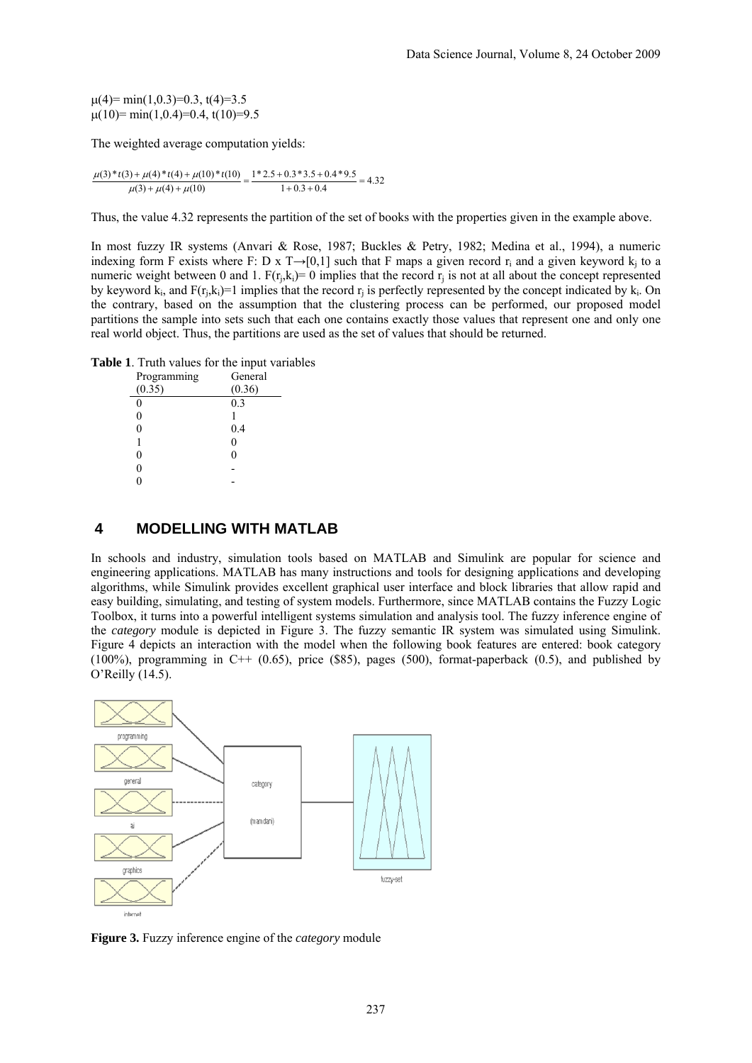$\mu(4)= \min(1,0.3)=0.3$, $t(4)=3.5$
$\mu(10)= \min(1,0.4)=0.4$, $t(10)=9.5$

The weighted average computation yields:

$$\frac{\mu(3)*t(3)+\mu(4)*t(4)+\mu(10)*t(10)}{\mu(3)+\mu(4)+\mu(10)} = \frac{1*2.5+0.3*3.5+0.4*9.5}{1+0.3+0.4} = 4.32$$

Thus, the value 4.32 represents the partition of the set of books with the properties given in the example above.

In most fuzzy IR systems (Anvari & Rose, 1987; Buckles & Petry, 1982; Medina et al., 1994), a numeric indexing form F exists where F: D x T→[0,1] such that F maps a given record $r_i$ and a given keyword $k_j$ to a numeric weight between 0 and 1. $F(r_j,k_i)= 0$ implies that the record $r_j$ is not at all about the concept represented by keyword $k_i$, and $F(r_j,k_i)=1$ implies that the record $r_j$ is perfectly represented by the concept indicated by $k_i$. On the contrary, based on the assumption that the clustering process can be performed, our proposed model partitions the sample into sets such that each one contains exactly those values that represent one and only one real world object. Thus, the partitions are used as the set of values that should be returned.

**Table 1**. Truth values for the input variables

| Programming (0.35) | General (0.36) |
|---|---|
| 0 | 0.3 |
| 0 | 1 |
| 0 | 0.4 |
| 1 | 0 |
| 0 | 0 |
| 0 | - |
| 0 | - |

## 4 MODELLING WITH MATLAB

In schools and industry, simulation tools based on MATLAB and Simulink are popular for science and engineering applications. MATLAB has many instructions and tools for designing applications and developing algorithms, while Simulink provides excellent graphical user interface and block libraries that allow rapid and easy building, simulating, and testing of system models. Furthermore, since MATLAB contains the Fuzzy Logic Toolbox, it turns into a powerful intelligent systems simulation and analysis tool. The fuzzy inference engine of the *category* module is depicted in Figure 3. The fuzzy semantic IR system was simulated using Simulink. Figure 4 depicts an interaction with the model when the following book features are entered: book category (100%), programming in C++ (0.65), price (\$85), pages (500), format-paperback (0.5), and published by O'Reilly (14.5).

**Figure 3.** Fuzzy inference engine of the *category* module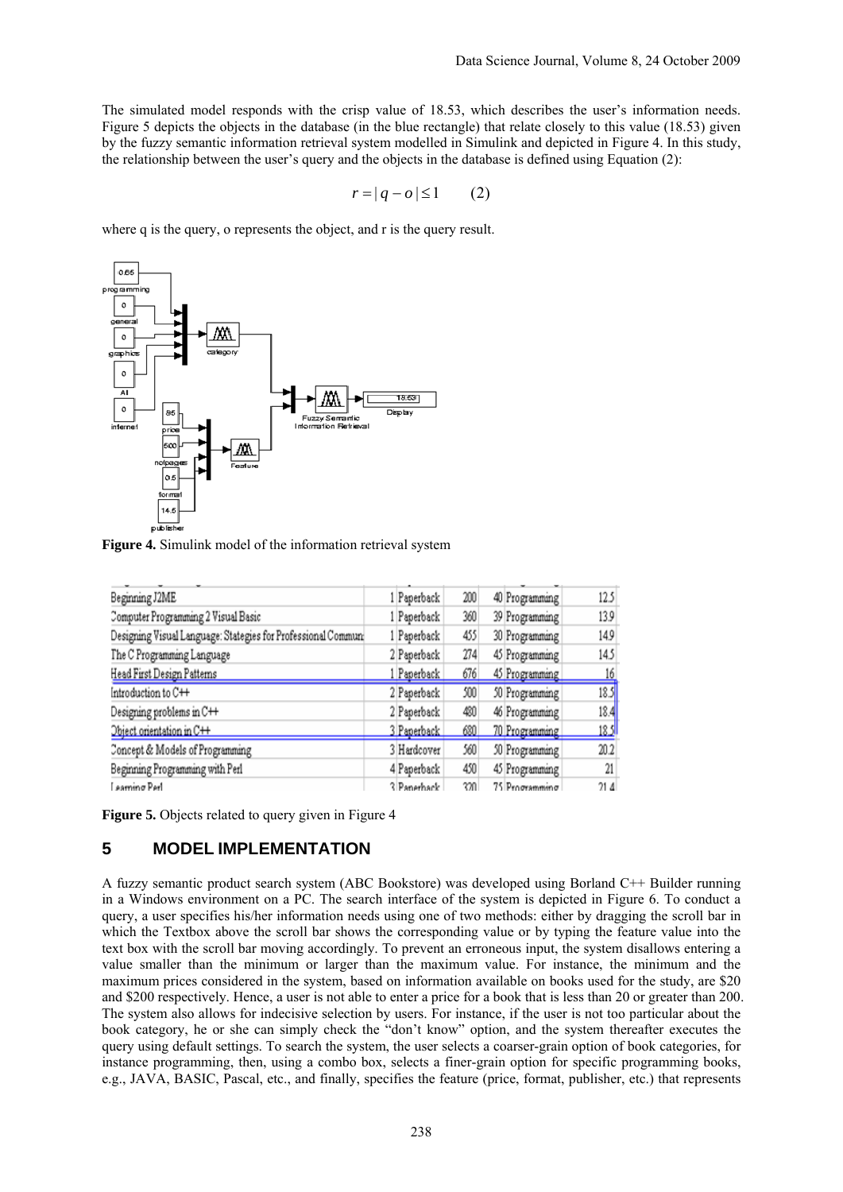The simulated model responds with the crisp value of 18.53, which describes the user's information needs. Figure 5 depicts the objects in the database (in the blue rectangle) that relate closely to this value (18.53) given by the fuzzy semantic information retrieval system modelled in Simulink and depicted in Figure 4. In this study, the relationship between the user's query and the objects in the database is defined using Equation (2):

$$r = |q - o| \leq 1 \qquad (2)$$

where q is the query, o represents the object, and r is the query result.

**Figure 4.** Simulink model of the information retrieval system

| | | | | | | |
|---|---|---|---|---|---|---|
| Beginning J2ME | 1 | Paperback | 200 | 40 | Programming | 12.5 |
| Computer Programming 2 Visual Basic | 1 | Paperback | 360 | 39 | Programming | 13.9 |
| Designing Visual Language: Stategies for Professional Commun | 1 | Paperback | 455 | 30 | Programming | 14.9 |
| The C Programming Language | 2 | Paperback | 274 | 45 | Programming | 14.5 |
| Head First Design Patterns | 1 | Paperback | 676 | 45 | Programming | 16 |
| Introduction to C++ | 2 | Paperback | 500 | 50 | Programming | 18.5 |
| Designing problems in C++ | 2 | Paperback | 480 | 46 | Programming | 18.4 |
| Object orientation in C++ | 3 | Paperback | 680 | 70 | Programming | 18.5 |
| Concept & Models of Programming | 3 | Hardcover | 560 | 50 | Programming | 20.2 |
| Beginning Programming with Perl | 4 | Paperback | 450 | 45 | Programming | 21 |
| Learning Perl | 3 | Paperback | 320 | 75 | Programming | 21.4 |

**Figure 5.** Objects related to query given in Figure 4

## 5 MODEL IMPLEMENTATION

A fuzzy semantic product search system (ABC Bookstore) was developed using Borland C++ Builder running in a Windows environment on a PC. The search interface of the system is depicted in Figure 6. To conduct a query, a user specifies his/her information needs using one of two methods: either by dragging the scroll bar in which the Textbox above the scroll bar shows the corresponding value or by typing the feature value into the text box with the scroll bar moving accordingly. To prevent an erroneous input, the system disallows entering a value smaller than the minimum or larger than the maximum value. For instance, the minimum and the maximum prices considered in the system, based on information available on books used for the study, are $20 and $200 respectively. Hence, a user is not able to enter a price for a book that is less than 20 or greater than 200. The system also allows for indecisive selection by users. For instance, if the user is not too particular about the book category, he or she can simply check the "don't know" option, and the system thereafter executes the query using default settings. To search the system, the user selects a coarser-grain option of book categories, for instance programming, then, using a combo box, selects a finer-grain option for specific programming books, e.g., JAVA, BASIC, Pascal, etc., and finally, specifies the feature (price, format, publisher, etc.) that represents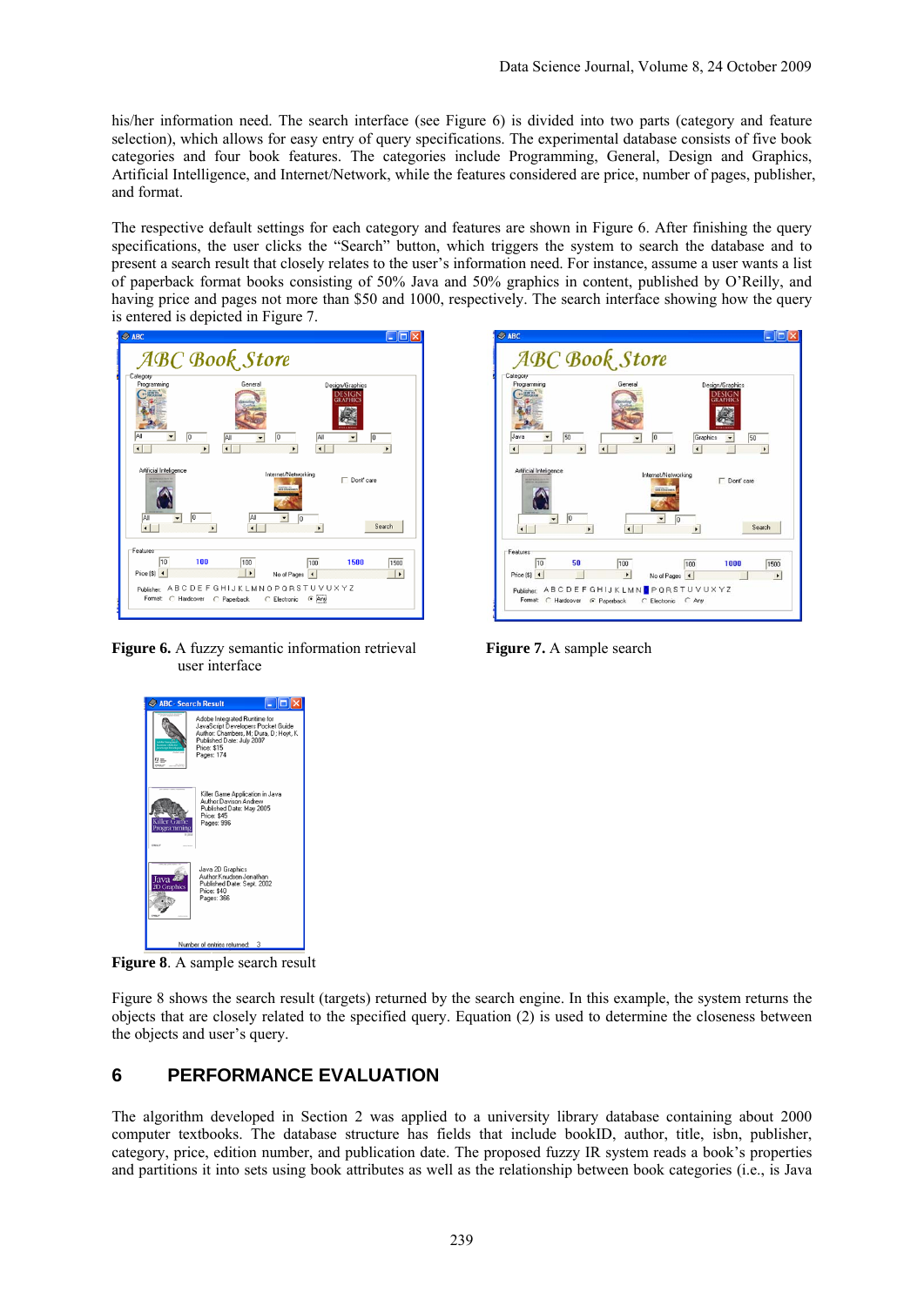his/her information need. The search interface (see Figure 6) is divided into two parts (category and feature selection), which allows for easy entry of query specifications. The experimental database consists of five book categories and four book features. The categories include Programming, General, Design and Graphics, Artificial Intelligence, and Internet/Network, while the features considered are price, number of pages, publisher, and format.

The respective default settings for each category and features are shown in Figure 6. After finishing the query specifications, the user clicks the "Search" button, which triggers the system to search the database and to present a search result that closely relates to the user's information need. For instance, assume a user wants a list of paperback format books consisting of 50% Java and 50% graphics in content, published by O'Reilly, and having price and pages not more than $50 and 1000, respectively. The search interface showing how the query is entered is depicted in Figure 7.

**Figure 6.** A fuzzy semantic information retrieval user interface

**Figure 7.** A sample search

**Figure 8**. A sample search result

Figure 8 shows the search result (targets) returned by the search engine. In this example, the system returns the objects that are closely related to the specified query. Equation (2) is used to determine the closeness between the objects and user's query.

## 6 PERFORMANCE EVALUATION

The algorithm developed in Section 2 was applied to a university library database containing about 2000 computer textbooks. The database structure has fields that include bookID, author, title, isbn, publisher, category, price, edition number, and publication date. The proposed fuzzy IR system reads a book's properties and partitions it into sets using book attributes as well as the relationship between book categories (i.e., is Java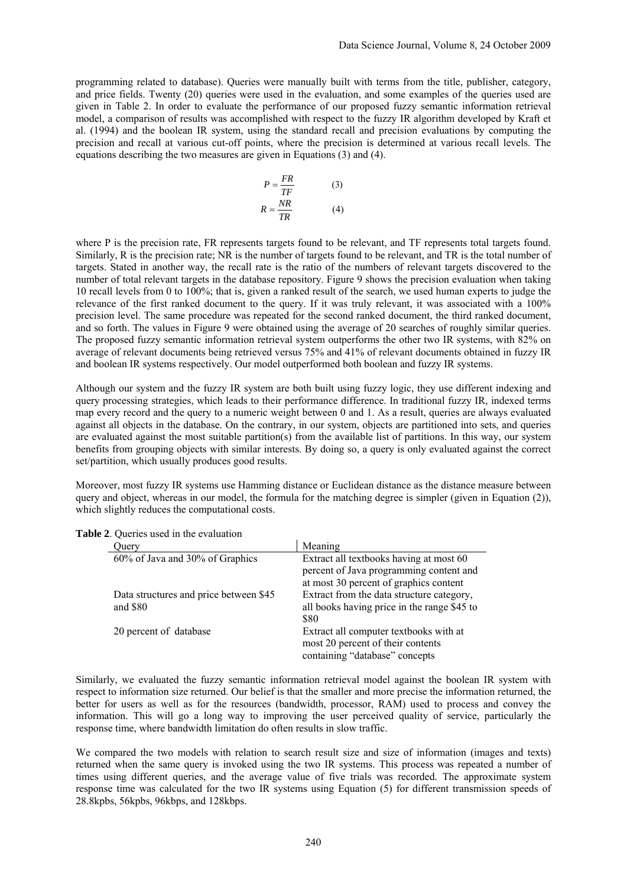programming related to database). Queries were manually built with terms from the title, publisher, category, and price fields. Twenty (20) queries were used in the evaluation, and some examples of the queries used are given in Table 2. In order to evaluate the performance of our proposed fuzzy semantic information retrieval model, a comparison of results was accomplished with respect to the fuzzy IR algorithm developed by Kraft et al. (1994) and the boolean IR system, using the standard recall and precision evaluations by computing the precision and recall at various cut-off points, where the precision is determined at various recall levels. The equations describing the two measures are given in Equations (3) and (4).

$$P = \frac{FR}{TF} \qquad (3)$$

$$R = \frac{NR}{TR} \qquad (4)$$

where P is the precision rate, FR represents targets found to be relevant, and TF represents total targets found. Similarly, R is the precision rate; NR is the number of targets found to be relevant, and TR is the total number of targets. Stated in another way, the recall rate is the ratio of the numbers of relevant targets discovered to the number of total relevant targets in the database repository. Figure 9 shows the precision evaluation when taking 10 recall levels from 0 to 100%; that is, given a ranked result of the search, we used human experts to judge the relevance of the first ranked document to the query. If it was truly relevant, it was associated with a 100% precision level. The same procedure was repeated for the second ranked document, the third ranked document, and so forth. The values in Figure 9 were obtained using the average of 20 searches of roughly similar queries. The proposed fuzzy semantic information retrieval system outperforms the other two IR systems, with 82% on average of relevant documents being retrieved versus 75% and 41% of relevant documents obtained in fuzzy IR and boolean IR systems respectively. Our model outperformed both boolean and fuzzy IR systems.

Although our system and the fuzzy IR system are both built using fuzzy logic, they use different indexing and query processing strategies, which leads to their performance difference. In traditional fuzzy IR, indexed terms map every record and the query to a numeric weight between 0 and 1. As a result, queries are always evaluated against all objects in the database. On the contrary, in our system, objects are partitioned into sets, and queries are evaluated against the most suitable partition(s) from the available list of partitions. In this way, our system benefits from grouping objects with similar interests. By doing so, a query is only evaluated against the correct set/partition, which usually produces good results.

Moreover, most fuzzy IR systems use Hamming distance or Euclidean distance as the distance measure between query and object, whereas in our model, the formula for the matching degree is simpler (given in Equation (2)), which slightly reduces the computational costs.

**Table 2**. Queries used in the evaluation

| Query | Meaning |
|---|---|
| 60% of Java and 30% of Graphics | Extract all textbooks having at most 60 percent of Java programming content and at most 30 percent of graphics content |
| Data structures and price between $45 and $80 | Extract from the data structure category, all books having price in the range $45 to $80 |
| 20 percent of database | Extract all computer textbooks with at most 20 percent of their contents containing "database" concepts |

Similarly, we evaluated the fuzzy semantic information retrieval model against the boolean IR system with respect to information size returned. Our belief is that the smaller and more precise the information returned, the better for users as well as for the resources (bandwidth, processor, RAM) used to process and convey the information. This will go a long way to improving the user perceived quality of service, particularly the response time, where bandwidth limitation do often results in slow traffic.

We compared the two models with relation to search result size and size of information (images and texts) returned when the same query is invoked using the two IR systems. This process was repeated a number of times using different queries, and the average value of five trials was recorded. The approximate system response time was calculated for the two IR systems using Equation (5) for different transmission speeds of 28.8kpbs, 56kpbs, 96kbps, and 128kbps.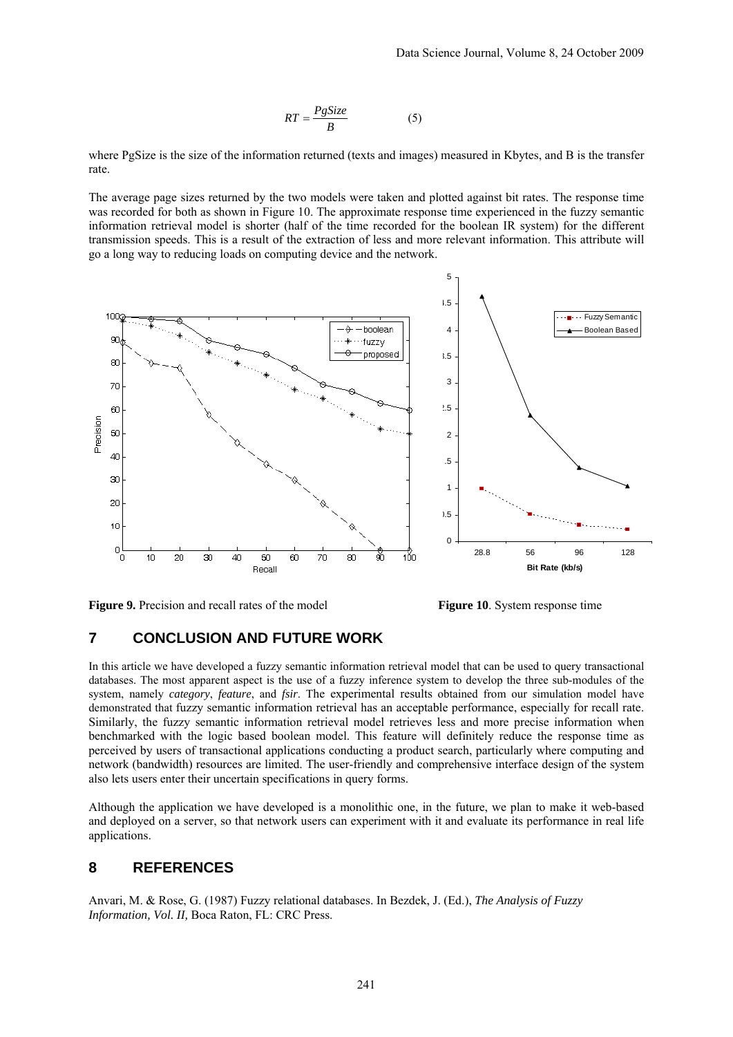$$RT = \frac{PgSize}{B} \qquad (5)$$

where PgSize is the size of the information returned (texts and images) measured in Kbytes, and B is the transfer rate.

The average page sizes returned by the two models were taken and plotted against bit rates. The response time was recorded for both as shown in Figure 10. The approximate response time experienced in the fuzzy semantic information retrieval model is shorter (half of the time recorded for the boolean IR system) for the different transmission speeds. This is a result of the extraction of less and more relevant information. This attribute will go a long way to reducing loads on computing device and the network.

**Figure 9.** Precision and recall rates of the model

**Figure 10**. System response time

## 7 CONCLUSION AND FUTURE WORK

In this article we have developed a fuzzy semantic information retrieval model that can be used to query transactional databases. The most apparent aspect is the use of a fuzzy inference system to develop the three sub-modules of the system, namely *category*, *feature*, and *fsir*. The experimental results obtained from our simulation model have demonstrated that fuzzy semantic information retrieval has an acceptable performance, especially for recall rate. Similarly, the fuzzy semantic information retrieval model retrieves less and more precise information when benchmarked with the logic based boolean model. This feature will definitely reduce the response time as perceived by users of transactional applications conducting a product search, particularly where computing and network (bandwidth) resources are limited. The user-friendly and comprehensive interface design of the system also lets users enter their uncertain specifications in query forms.

Although the application we have developed is a monolithic one, in the future, we plan to make it web-based and deployed on a server, so that network users can experiment with it and evaluate its performance in real life applications.

## 8 REFERENCES

Anvari, M. & Rose, G. (1987) Fuzzy relational databases. In Bezdek, J. (Ed.), *The Analysis of Fuzzy Information, Vol. II,* Boca Raton, FL: CRC Press.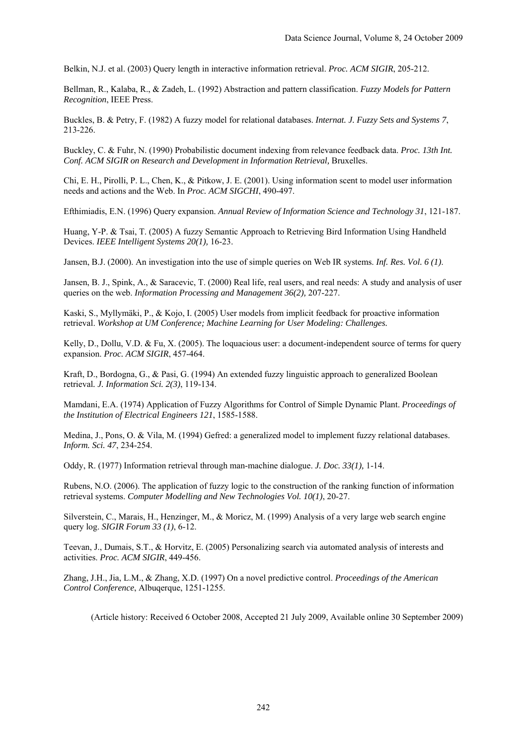Belkin, N.J. et al. (2003) Query length in interactive information retrieval. *Proc. ACM SIGIR*, 205-212.

Bellman, R., Kalaba, R., & Zadeh, L. (1992) Abstraction and pattern classification. *Fuzzy Models for Pattern Recognition*, IEEE Press.

Buckles, B. & Petry, F. (1982) A fuzzy model for relational databases. *Internat. J. Fuzzy Sets and Systems 7*, 213-226.

Buckley, C. & Fuhr, N. (1990) Probabilistic document indexing from relevance feedback data. *Proc. 13th Int. Conf. ACM SIGIR on Research and Development in Information Retrieval,* Bruxelles.

Chi, E. H., Pirolli, P. L., Chen, K., & Pitkow, J. E. (2001). Using information scent to model user information needs and actions and the Web. In *Proc. ACM SIGCHI*, 490-497.

Efthimiadis, E.N. (1996) Query expansion. *Annual Review of Information Science and Technology 31*, 121-187.

Huang, Y-P. & Tsai, T. (2005) A fuzzy Semantic Approach to Retrieving Bird Information Using Handheld Devices. *IEEE Intelligent Systems 20(1),* 16-23.

Jansen, B.J. (2000). An investigation into the use of simple queries on Web IR systems. *Inf. Res. Vol. 6 (1)*.

Jansen, B. J., Spink, A., & Saracevic, T. (2000) Real life, real users, and real needs: A study and analysis of user queries on the web. *Information Processing and Management 36(2),* 207-227.

Kaski, S., Myllymäki, P., & Kojo, I. (2005) User models from implicit feedback for proactive information retrieval. *Workshop at UM Conference; Machine Learning for User Modeling: Challenges.*

Kelly, D., Dollu, V.D. & Fu, X. (2005). The loquacious user: a document-independent source of terms for query expansion. *Proc. ACM SIGIR*, 457-464.

Kraft, D., Bordogna, G., & Pasi, G. (1994) An extended fuzzy linguistic approach to generalized Boolean retrieval. *J. Information Sci. 2(3)*, 119-134.

Mamdani, E.A. (1974) Application of Fuzzy Algorithms for Control of Simple Dynamic Plant. *Proceedings of the Institution of Electrical Engineers 121*, 1585-1588.

Medina, J., Pons, O. & Vila, M. (1994) Gefred: a generalized model to implement fuzzy relational databases. *Inform. Sci. 47*, 234-254.

Oddy, R. (1977) Information retrieval through man-machine dialogue. *J. Doc. 33(1),* 1-14.

Rubens, N.O. (2006). The application of fuzzy logic to the construction of the ranking function of information retrieval systems. *Computer Modelling and New Technologies Vol. 10(1)*, 20-27.

Silverstein, C., Marais, H., Henzinger, M., & Moricz, M. (1999) Analysis of a very large web search engine query log. *SIGIR Forum 33 (1)*, 6-12.

Teevan, J., Dumais, S.T., & Horvitz, E. (2005) Personalizing search via automated analysis of interests and activities. *Proc. ACM SIGIR*, 449-456.

Zhang, J.H., Jia, L.M., & Zhang, X.D. (1997) On a novel predictive control. *Proceedings of the American Control Conference*, Albuqerque, 1251-1255.

(Article history: Received 6 October 2008, Accepted 21 July 2009, Available online 30 September 2009)